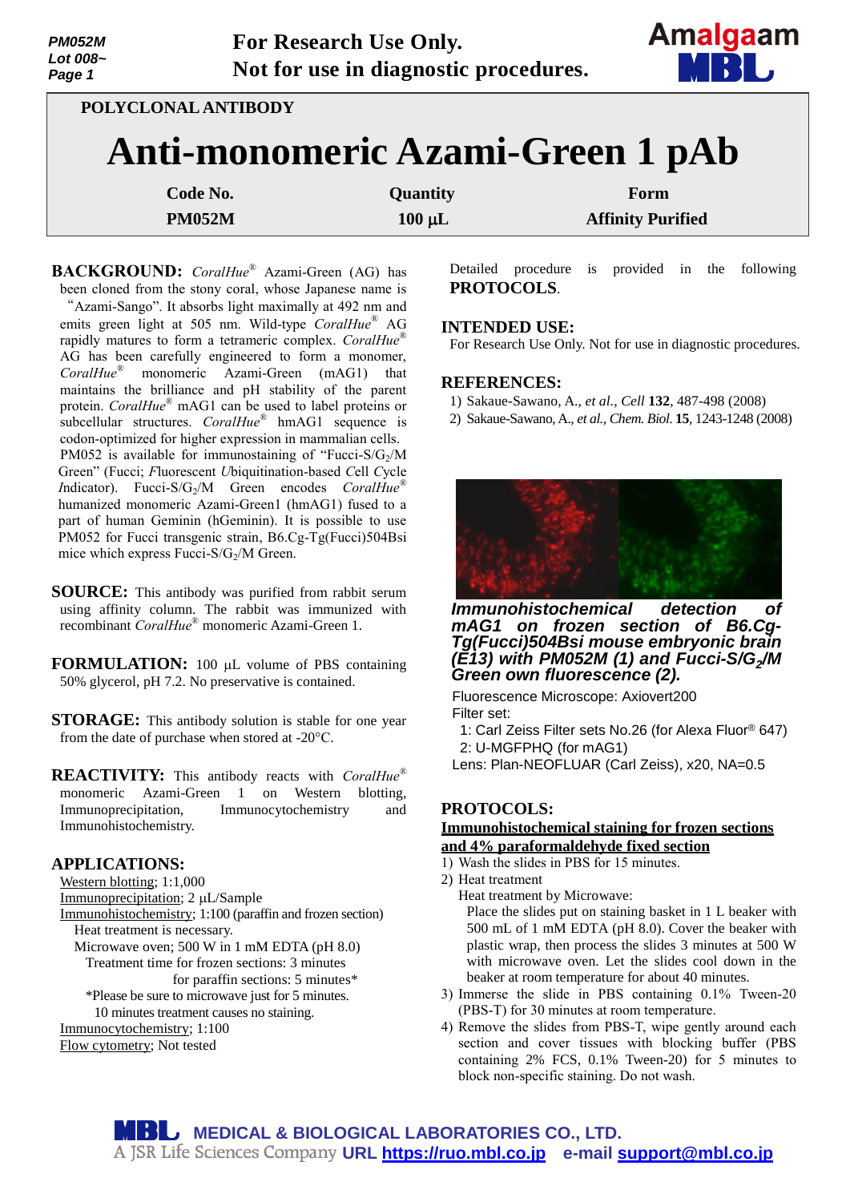PM052M
Lot 008~

**For Research Use Only.**
**Not for use in diagnostic procedures.**

**POLYCLONAL ANTIBODY**

# Anti-monomeric Azami-Green 1 pAb

| Code No. | Quantity | Form |
|---|---|---|
| PM052M | 100 µL | Affinity Purified |

**BACKGROUND:** *CoralHue*® Azami-Green (AG) has been cloned from the stony coral, whose Japanese name is "Azami-Sango". It absorbs light maximally at 492 nm and emits green light at 505 nm. Wild-type *CoralHue*® AG rapidly matures to form a tetrameric complex. *CoralHue*® AG has been carefully engineered to form a monomer, *CoralHue*® monomeric Azami-Green (mAG1) that maintains the brilliance and pH stability of the parent protein. *CoralHue*® mAG1 can be used to label proteins or subcellular structures. *CoralHue*® hmAG1 sequence is codon-optimized for higher expression in mammalian cells.
PM052 is available for immunostaining of "Fucci-S/$G_2$/M Green" (Fucci; *F*luorescent *U*biquitination-based *C*ell *C*ycle *I*ndicator). Fucci-S/$G_2$/M Green encodes *CoralHue*® humanized monomeric Azami-Green1 (hmAG1) fused to a part of human Geminin (hGeminin). It is possible to use PM052 for Fucci transgenic strain, B6.Cg-Tg(Fucci)504Bsi mice which express Fucci-S/$G_2$/M Green.

**SOURCE:** This antibody was purified from rabbit serum using affinity column. The rabbit was immunized with recombinant *CoralHue*® monomeric Azami-Green 1.

**FORMULATION:** 100 µL volume of PBS containing 50% glycerol, pH 7.2. No preservative is contained.

**STORAGE:** This antibody solution is stable for one year from the date of purchase when stored at -20°C.

**REACTIVITY:** This antibody reacts with *CoralHue*® monomeric Azami-Green 1 on Western blotting, Immunoprecipitation, Immunocytochemistry and Immunohistochemistry.

## APPLICATIONS:

Western blotting; 1:1,000
Immunoprecipitation; 2 µL/Sample
Immunohistochemistry; 1:100 (paraffin and frozen section)
Heat treatment is necessary.
Microwave oven; 500 W in 1 mM EDTA (pH 8.0)
Treatment time for frozen sections: 3 minutes
for paraffin sections: 5 minutes*
*Please be sure to microwave just for 5 minutes.
10 minutes treatment causes no staining.
Immunocytochemistry; 1:100
Flow cytometry; Not tested

Detailed procedure is provided in the following **PROTOCOLS**.

## INTENDED USE:

For Research Use Only. Not for use in diagnostic procedures.

## REFERENCES:

1) Sakaue-Sawano, A., *et al.*, *Cell* **132**, 487-498 (2008)
2) Sakaue-Sawano, A., *et al.*, *Chem. Biol.* **15**, 1243-1248 (2008)

***Immunohistochemical detection of mAG1 on frozen section of B6.Cg-Tg(Fucci)504Bsi mouse embryonic brain (E13) with PM052M (1) and Fucci-S/$G_2$/M Green own fluorescence (2).***

Fluorescence Microscope: Axiovert200
Filter set:
1: Carl Zeiss Filter sets No.26 (for Alexa Fluor® 647)
2: U-MGFPHQ (for mAG1)
Lens: Plan-NEOFLUAR (Carl Zeiss), x20, NA=0.5

## PROTOCOLS:

### Immunohistochemical staining for frozen sections and 4% paraformaldehyde fixed section

1) Wash the slides in PBS for 15 minutes.
2) Heat treatment
   Heat treatment by Microwave:
   Place the slides put on staining basket in 1 L beaker with 500 mL of 1 mM EDTA (pH 8.0). Cover the beaker with plastic wrap, then process the slides 3 minutes at 500 W with microwave oven. Let the slides cool down in the beaker at room temperature for about 40 minutes.
3) Immerse the slide in PBS containing 0.1% Tween-20 (PBS-T) for 30 minutes at room temperature.
4) Remove the slides from PBS-T, wipe gently around each section and cover tissues with blocking buffer (PBS containing 2% FCS, 0.1% Tween-20) for 5 minutes to block non-specific staining. Do not wash.

**MEDICAL & BIOLOGICAL LABORATORIES CO., LTD.**
A JSR Life Sciences Company URL https://ruo.mbl.co.jp e-mail support@mbl.co.jp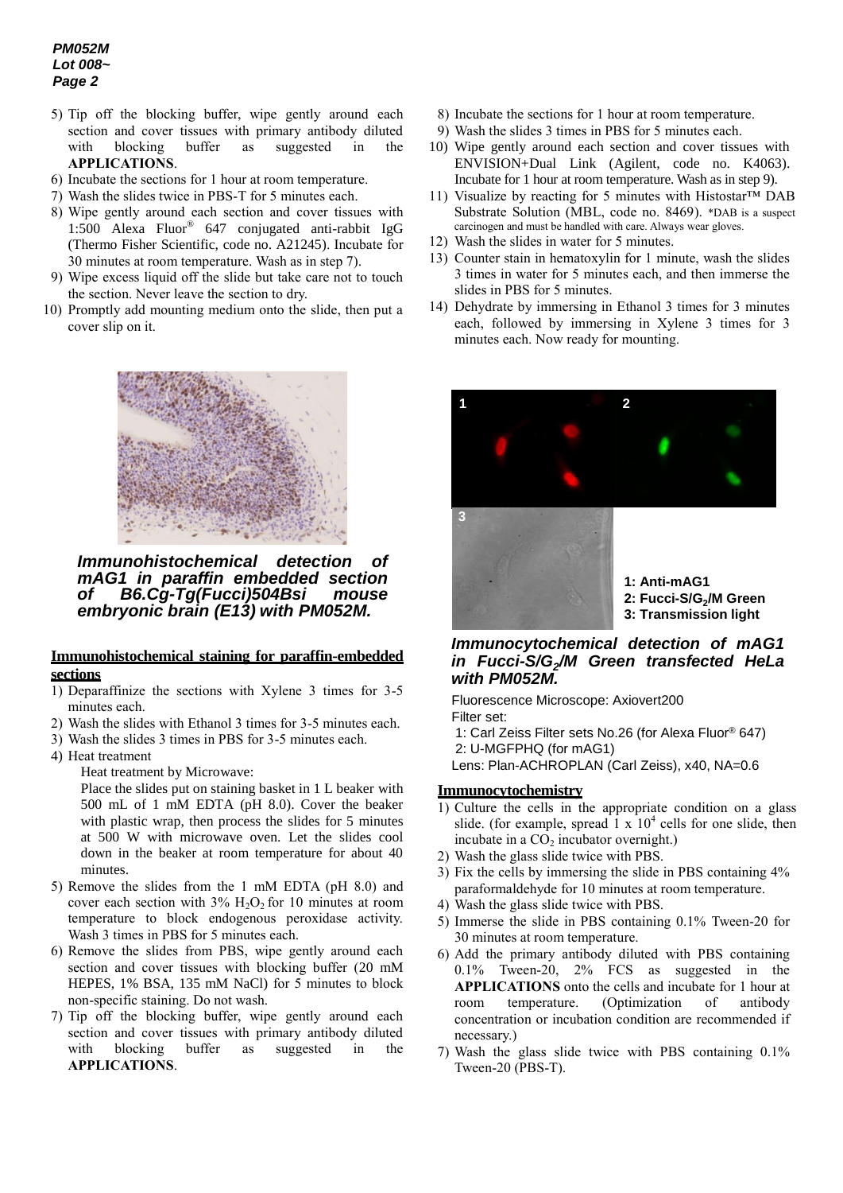5) Tip off the blocking buffer, wipe gently around each section and cover tissues with primary antibody diluted with blocking buffer as suggested in the **APPLICATIONS**.
6) Incubate the sections for 1 hour at room temperature.
7) Wash the slides twice in PBS-T for 5 minutes each.
8) Wipe gently around each section and cover tissues with 1:500 Alexa Fluor® 647 conjugated anti-rabbit IgG (Thermo Fisher Scientific, code no. A21245). Incubate for 30 minutes at room temperature. Wash as in step 7).
9) Wipe excess liquid off the slide but take care not to touch the section. Never leave the section to dry.
10) Promptly add mounting medium onto the slide, then put a cover slip on it.

***Immunohistochemical detection of mAG1 in paraffin embedded section of B6.Cg-Tg(Fucci)504Bsi mouse embryonic brain (E13) with PM052M.***

## Immunohistochemical staining for paraffin-embedded sections

1) Deparaffinize the sections with Xylene 3 times for 3-5 minutes each.
2) Wash the slides with Ethanol 3 times for 3-5 minutes each.
3) Wash the slides 3 times in PBS for 3-5 minutes each.
4) Heat treatment

   Heat treatment by Microwave:

   Place the slides put on staining basket in 1 L beaker with 500 mL of 1 mM EDTA (pH 8.0). Cover the beaker with plastic wrap, then process the slides for 5 minutes at 500 W with microwave oven. Let the slides cool down in the beaker at room temperature for about 40 minutes.
5) Remove the slides from the 1 mM EDTA (pH 8.0) and cover each section with 3% $H_2O_2$ for 10 minutes at room temperature to block endogenous peroxidase activity. Wash 3 times in PBS for 5 minutes each.
6) Remove the slides from PBS, wipe gently around each section and cover tissues with blocking buffer (20 mM HEPES, 1% BSA, 135 mM NaCl) for 5 minutes to block non-specific staining. Do not wash.
7) Tip off the blocking buffer, wipe gently around each section and cover tissues with primary antibody diluted with blocking buffer as suggested in the **APPLICATIONS**.
8) Incubate the sections for 1 hour at room temperature.
9) Wash the slides 3 times in PBS for 5 minutes each.
10) Wipe gently around each section and cover tissues with ENVISION+Dual Link (Agilent, code no. K4063). Incubate for 1 hour at room temperature. Wash as in step 9).
11) Visualize by reacting for 5 minutes with Histostar™ DAB Substrate Solution (MBL, code no. 8469). *DAB is a suspect carcinogen and must be handled with care. Always wear gloves.
12) Wash the slides in water for 5 minutes.
13) Counter stain in hematoxylin for 1 minute, wash the slides 3 times in water for 5 minutes each, and then immerse the slides in PBS for 5 minutes.
14) Dehydrate by immersing in Ethanol 3 times for 3 minutes each, followed by immersing in Xylene 3 times for 3 minutes each. Now ready for mounting.

**1: Anti-mAG1**
**2: Fucci-S/$G_2$/M Green**
**3: Transmission light**

***Immunocytochemical detection of mAG1 in Fucci-S/$G_2$/M Green transfected HeLa with PM052M.***

Fluorescence Microscope: Axiovert200
Filter set:
1: Carl Zeiss Filter sets No.26 (for Alexa Fluor® 647)
2: U-MGFPHQ (for mAG1)
Lens: Plan-ACHROPLAN (Carl Zeiss), x40, NA=0.6

## Immunocytochemistry

1) Culture the cells in the appropriate condition on a glass slide. (for example, spread 1 x $10^4$ cells for one slide, then incubate in a $CO_2$ incubator overnight.)
2) Wash the glass slide twice with PBS.
3) Fix the cells by immersing the slide in PBS containing 4% paraformaldehyde for 10 minutes at room temperature.
4) Wash the glass slide twice with PBS.
5) Immerse the slide in PBS containing 0.1% Tween-20 for 30 minutes at room temperature.
6) Add the primary antibody diluted with PBS containing 0.1% Tween-20, 2% FCS as suggested in the **APPLICATIONS** onto the cells and incubate for 1 hour at room temperature. (Optimization of antibody concentration or incubation condition are recommended if necessary.)
7) Wash the glass slide twice with PBS containing 0.1% Tween-20 (PBS-T).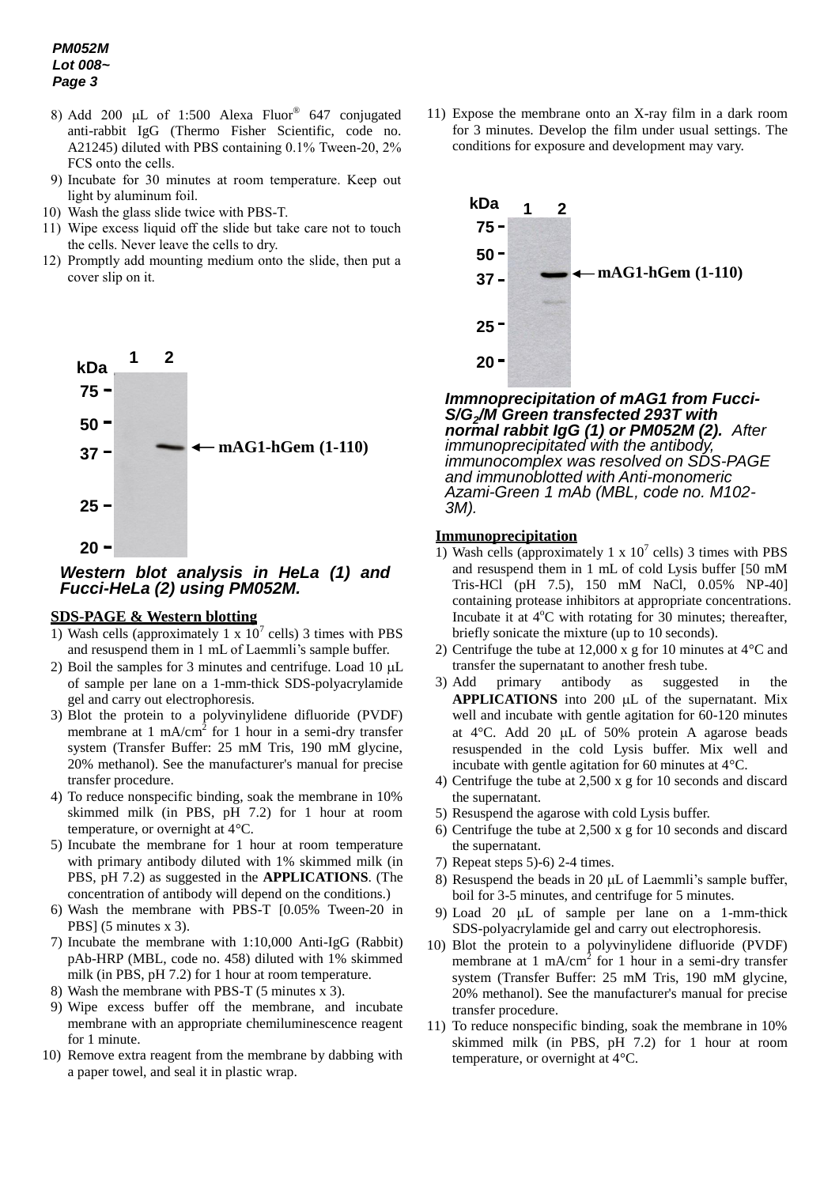8) Add 200 μL of 1:500 Alexa Fluor® 647 conjugated anti-rabbit IgG (Thermo Fisher Scientific, code no. A21245) diluted with PBS containing 0.1% Tween-20, 2% FCS onto the cells.
9) Incubate for 30 minutes at room temperature. Keep out light by aluminum foil.
10) Wash the glass slide twice with PBS-T.
11) Wipe excess liquid off the slide but take care not to touch the cells. Never leave the cells to dry.
12) Promptly add mounting medium onto the slide, then put a cover slip on it.

***Western blot analysis in HeLa (1) and Fucci-HeLa (2) using PM052M.***

**SDS-PAGE & Western blotting**

1) Wash cells (approximately 1 x $10^7$ cells) 3 times with PBS and resuspend them in 1 mL of Laemmli's sample buffer.
2) Boil the samples for 3 minutes and centrifuge. Load 10 μL of sample per lane on a 1-mm-thick SDS-polyacrylamide gel and carry out electrophoresis.
3) Blot the protein to a polyvinylidene difluoride (PVDF) membrane at 1 mA/$cm^2$ for 1 hour in a semi-dry transfer system (Transfer Buffer: 25 mM Tris, 190 mM glycine, 20% methanol). See the manufacturer's manual for precise transfer procedure.
4) To reduce nonspecific binding, soak the membrane in 10% skimmed milk (in PBS, pH 7.2) for 1 hour at room temperature, or overnight at 4°C.
5) Incubate the membrane for 1 hour at room temperature with primary antibody diluted with 1% skimmed milk (in PBS, pH 7.2) as suggested in the **APPLICATIONS**. (The concentration of antibody will depend on the conditions.)
6) Wash the membrane with PBS-T [0.05% Tween-20 in PBS] (5 minutes x 3).
7) Incubate the membrane with 1:10,000 Anti-IgG (Rabbit) pAb-HRP (MBL, code no. 458) diluted with 1% skimmed milk (in PBS, pH 7.2) for 1 hour at room temperature.
8) Wash the membrane with PBS-T (5 minutes x 3).
9) Wipe excess buffer off the membrane, and incubate membrane with an appropriate chemiluminescence reagent for 1 minute.
10) Remove extra reagent from the membrane by dabbing with a paper towel, and seal it in plastic wrap.
11) Expose the membrane onto an X-ray film in a dark room for 3 minutes. Develop the film under usual settings. The conditions for exposure and development may vary.

***Immnoprecipitation of mAG1 from Fucci-S/$G_2$/M Green transfected 293T with normal rabbit IgG (1) or PM052M (2).*** *After immunoprecipitated with the antibody, immunocomplex was resolved on SDS-PAGE and immunoblotted with Anti-monomeric Azami-Green 1 mAb (MBL, code no. M102-3M).*

**Immunoprecipitation**

1) Wash cells (approximately 1 x $10^7$ cells) 3 times with PBS and resuspend them in 1 mL of cold Lysis buffer [50 mM Tris-HCl (pH 7.5), 150 mM NaCl, 0.05% NP-40] containing protease inhibitors at appropriate concentrations. Incubate it at 4°C with rotating for 30 minutes; thereafter, briefly sonicate the mixture (up to 10 seconds).
2) Centrifuge the tube at 12,000 x g for 10 minutes at 4°C and transfer the supernatant to another fresh tube.
3) Add primary antibody as suggested in the **APPLICATIONS** into 200 μL of the supernatant. Mix well and incubate with gentle agitation for 60-120 minutes at 4°C. Add 20 μL of 50% protein A agarose beads resuspended in the cold Lysis buffer. Mix well and incubate with gentle agitation for 60 minutes at 4°C.
4) Centrifuge the tube at 2,500 x g for 10 seconds and discard the supernatant.
5) Resuspend the agarose with cold Lysis buffer.
6) Centrifuge the tube at 2,500 x g for 10 seconds and discard the supernatant.
7) Repeat steps 5)-6) 2-4 times.
8) Resuspend the beads in 20 μL of Laemmli's sample buffer, boil for 3-5 minutes, and centrifuge for 5 minutes.
9) Load 20 μL of sample per lane on a 1-mm-thick SDS-polyacrylamide gel and carry out electrophoresis.
10) Blot the protein to a polyvinylidene difluoride (PVDF) membrane at 1 mA/$cm^2$ for 1 hour in a semi-dry transfer system (Transfer Buffer: 25 mM Tris, 190 mM glycine, 20% methanol). See the manufacturer's manual for precise transfer procedure.
11) To reduce nonspecific binding, soak the membrane in 10% skimmed milk (in PBS, pH 7.2) for 1 hour at room temperature, or overnight at 4°C.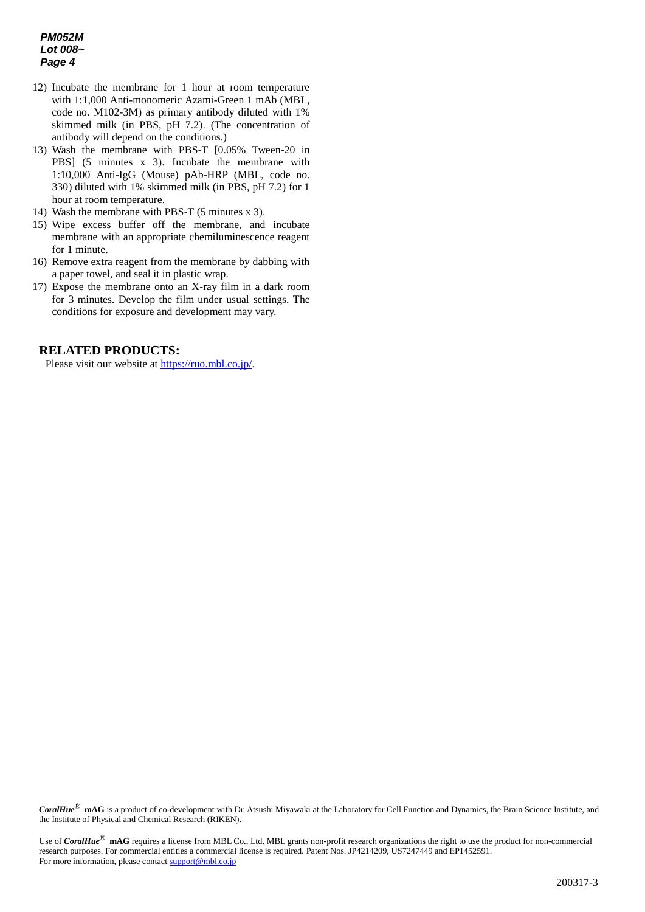12) Incubate the membrane for 1 hour at room temperature with 1:1,000 Anti-monomeric Azami-Green 1 mAb (MBL, code no. M102-3M) as primary antibody diluted with 1% skimmed milk (in PBS, pH 7.2). (The concentration of antibody will depend on the conditions.)
13) Wash the membrane with PBS-T [0.05% Tween-20 in PBS] (5 minutes x 3). Incubate the membrane with 1:10,000 Anti-IgG (Mouse) pAb-HRP (MBL, code no. 330) diluted with 1% skimmed milk (in PBS, pH 7.2) for 1 hour at room temperature.
14) Wash the membrane with PBS-T (5 minutes x 3).
15) Wipe excess buffer off the membrane, and incubate membrane with an appropriate chemiluminescence reagent for 1 minute.
16) Remove extra reagent from the membrane by dabbing with a paper towel, and seal it in plastic wrap.
17) Expose the membrane onto an X-ray film in a dark room for 3 minutes. Develop the film under usual settings. The conditions for exposure and development may vary.

## RELATED PRODUCTS:

Please visit our website at https://ruo.mbl.co.jp/.

***CoralHue***® **mAG** is a product of co-development with Dr. Atsushi Miyawaki at the Laboratory for Cell Function and Dynamics, the Brain Science Institute, and the Institute of Physical and Chemical Research (RIKEN).

Use of ***CoralHue***® **mAG** requires a license from MBL Co., Ltd. MBL grants non-profit research organizations the right to use the product for non-commercial research purposes. For commercial entities a commercial license is required. Patent Nos. JP4214209, US7247449 and EP1452591.
For more information, please contact support@mbl.co.jp

200317-3